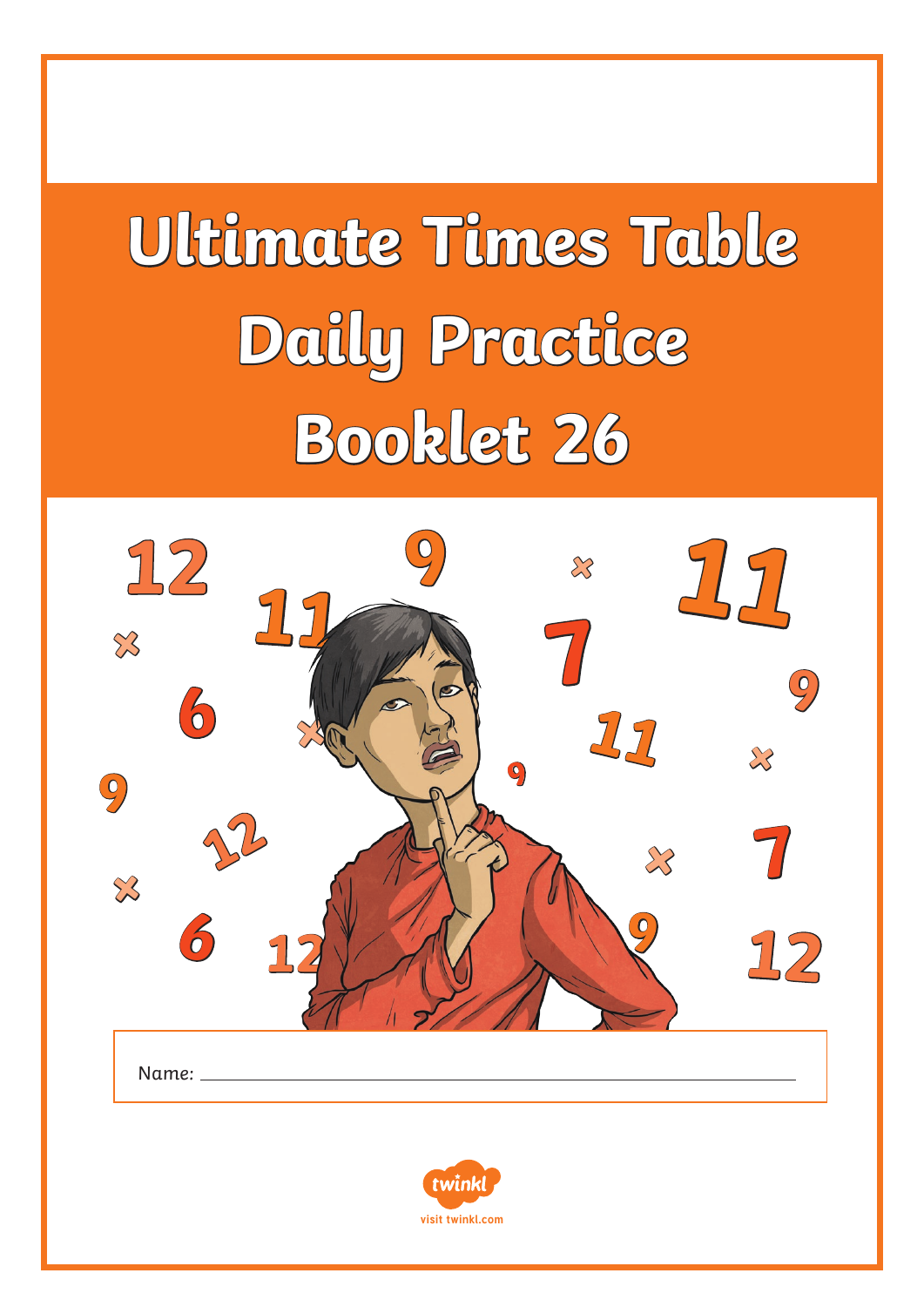# Ultimate Times Table Daily Practice Booklet 26

Name: ________________________________________________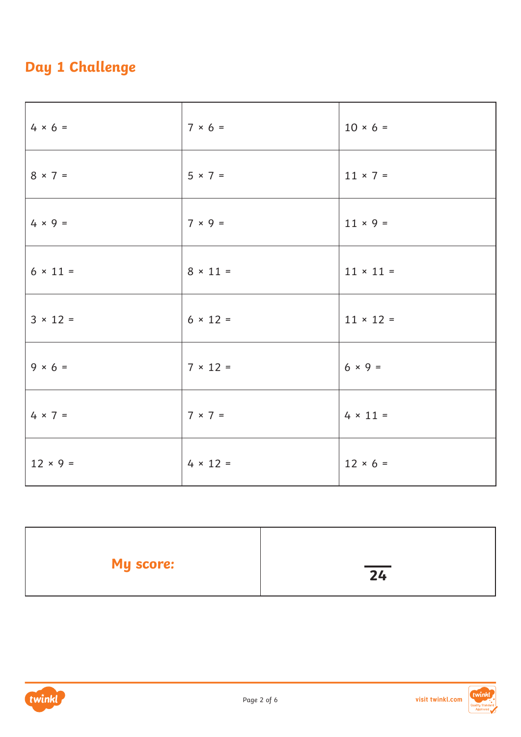## Day 1 Challenge

| | | |
|---|---|---|
| $4 \times 6 =$ | $7 \times 6 =$ | $10 \times 6 =$ |
| $8 \times 7 =$ | $5 \times 7 =$ | $11 \times 7 =$ |
| $4 \times 9 =$ | $7 \times 9 =$ | $11 \times 9 =$ |
| $6 \times 11 =$ | $8 \times 11 =$ | $11 \times 11 =$ |
| $3 \times 12 =$ | $6 \times 12 =$ | $11 \times 12 =$ |
| $9 \times 6 =$ | $7 \times 12 =$ | $6 \times 9 =$ |
| $4 \times 7 =$ | $7 \times 7 =$ | $4 \times 11 =$ |
| $12 \times 9 =$ | $4 \times 12 =$ | $12 \times 6 =$ |

| | |
|---|---|
| **My score:** | $\overline{24}$ |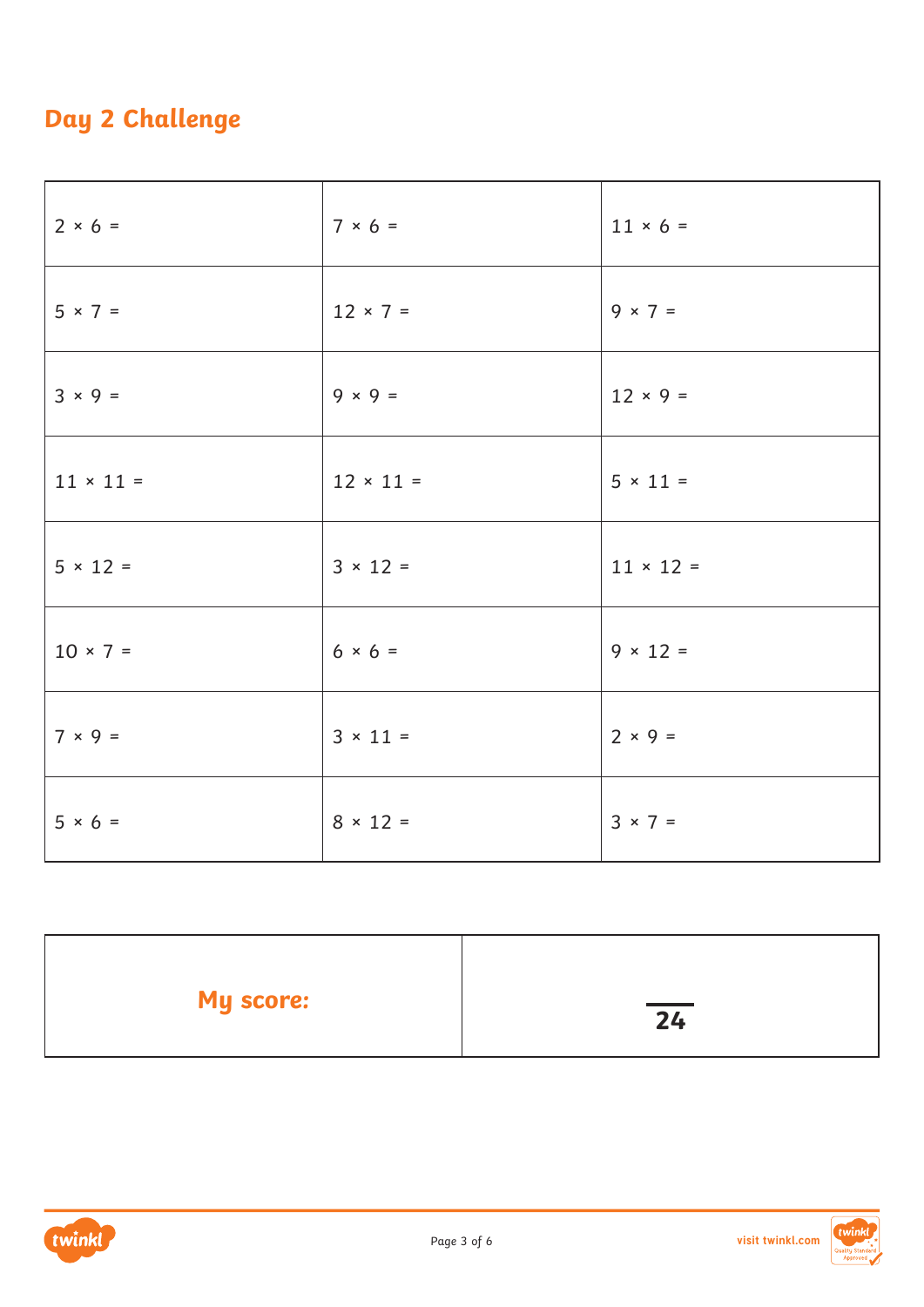## Day 2 Challenge

| | | |
|---|---|---|
| 2 × 6 = | 7 × 6 = | 11 × 6 = |
| 5 × 7 = | 12 × 7 = | 9 × 7 = |
| 3 × 9 = | 9 × 9 = | 12 × 9 = |
| 11 × 11 = | 12 × 11 = | 5 × 11 = |
| 5 × 12 = | 3 × 12 = | 11 × 12 = |
| 10 × 7 = | 6 × 6 = | 9 × 12 = |
| 7 × 9 = | 3 × 11 = | 2 × 9 = |
| 5 × 6 = | 8 × 12 = | 3 × 7 = |

| | |
|---|---|
| **My score:** | ___ / **24** |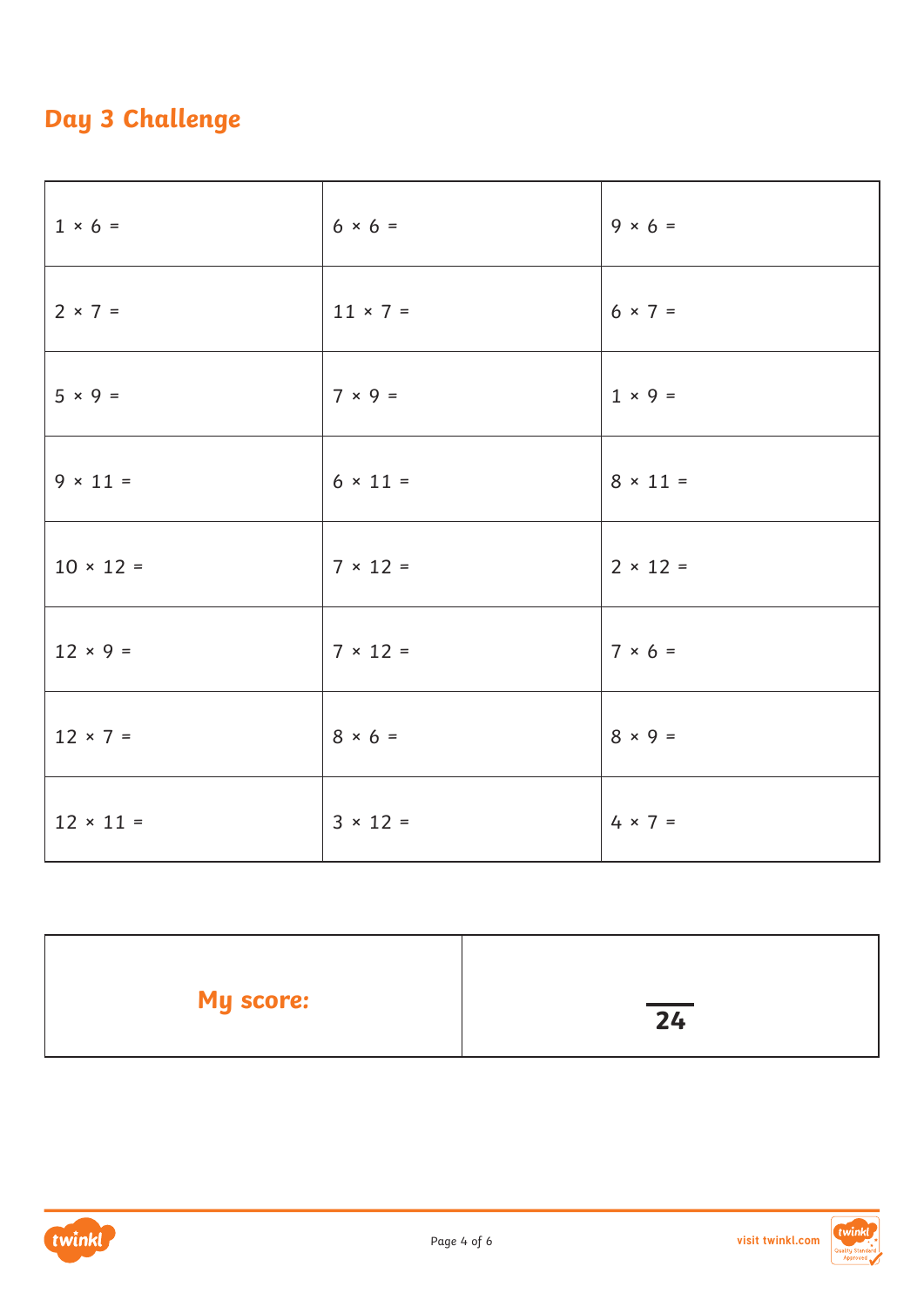## Day 3 Challenge

| | | |
|---|---|---|
| 1 × 6 = | 6 × 6 = | 9 × 6 = |
| 2 × 7 = | 11 × 7 = | 6 × 7 = |
| 5 × 9 = | 7 × 9 = | 1 × 9 = |
| 9 × 11 = | 6 × 11 = | 8 × 11 = |
| 10 × 12 = | 7 × 12 = | 2 × 12 = |
| 12 × 9 = | 7 × 12 = | 7 × 6 = |
| 12 × 7 = | 8 × 6 = | 8 × 9 = |
| 12 × 11 = | 3 × 12 = | 4 × 7 = |

| | |
|---|---|
| **My score:** | ___ / 24 |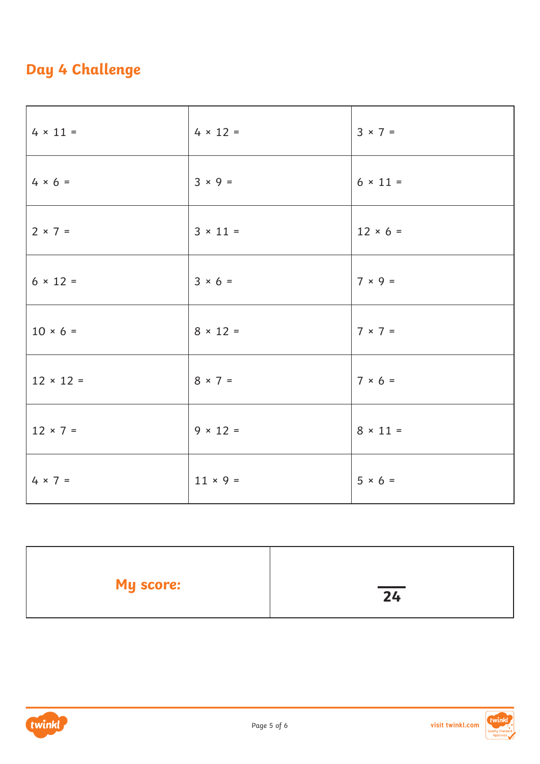## Day 4 Challenge

| | | |
|---|---|---|
| $4 \times 11 =$ | $4 \times 12 =$ | $3 \times 7 =$ |
| $4 \times 6 =$ | $3 \times 9 =$ | $6 \times 11 =$ |
| $2 \times 7 =$ | $3 \times 11 =$ | $12 \times 6 =$ |
| $6 \times 12 =$ | $3 \times 6 =$ | $7 \times 9 =$ |
| $10 \times 6 =$ | $8 \times 12 =$ | $7 \times 7 =$ |
| $12 \times 12 =$ | $8 \times 7 =$ | $7 \times 6 =$ |
| $12 \times 7 =$ | $9 \times 12 =$ | $8 \times 11 =$ |
| $4 \times 7 =$ | $11 \times 9 =$ | $5 \times 6 =$ |

| | |
|---|---|
| **My score:** | $\frac{\phantom{00}}{24}$ |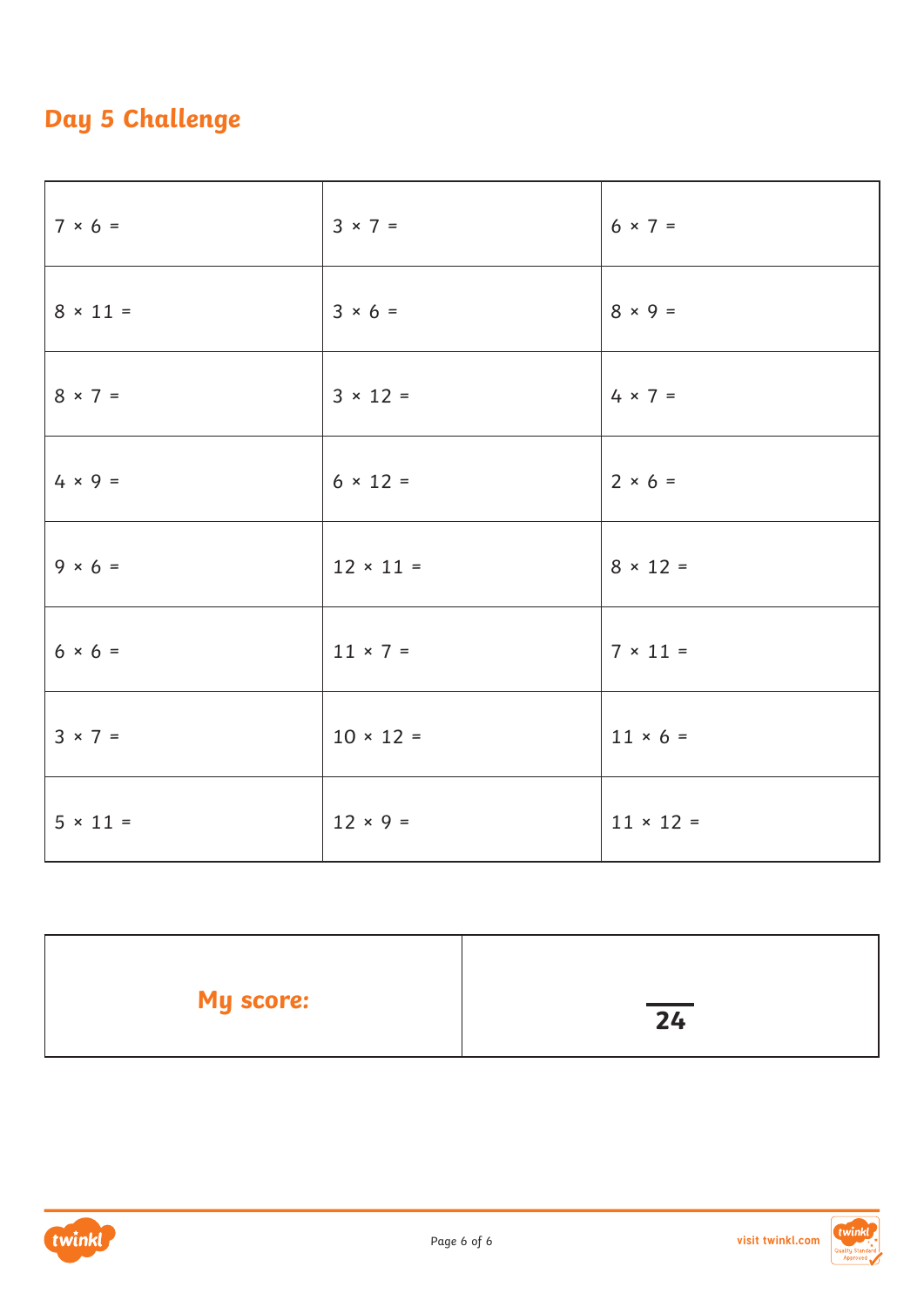## Day 5 Challenge

| | | |
|---|---|---|
| 7 × 6 = | 3 × 7 = | 6 × 7 = |
| 8 × 11 = | 3 × 6 = | 8 × 9 = |
| 8 × 7 = | 3 × 12 = | 4 × 7 = |
| 4 × 9 = | 6 × 12 = | 2 × 6 = |
| 9 × 6 = | 12 × 11 = | 8 × 12 = |
| 6 × 6 = | 11 × 7 = | 7 × 11 = |
| 3 × 7 = | 10 × 12 = | 11 × 6 = |
| 5 × 11 = | 12 × 9 = | 11 × 12 = |

| | |
|---|---|
| **My score:** | /24 |